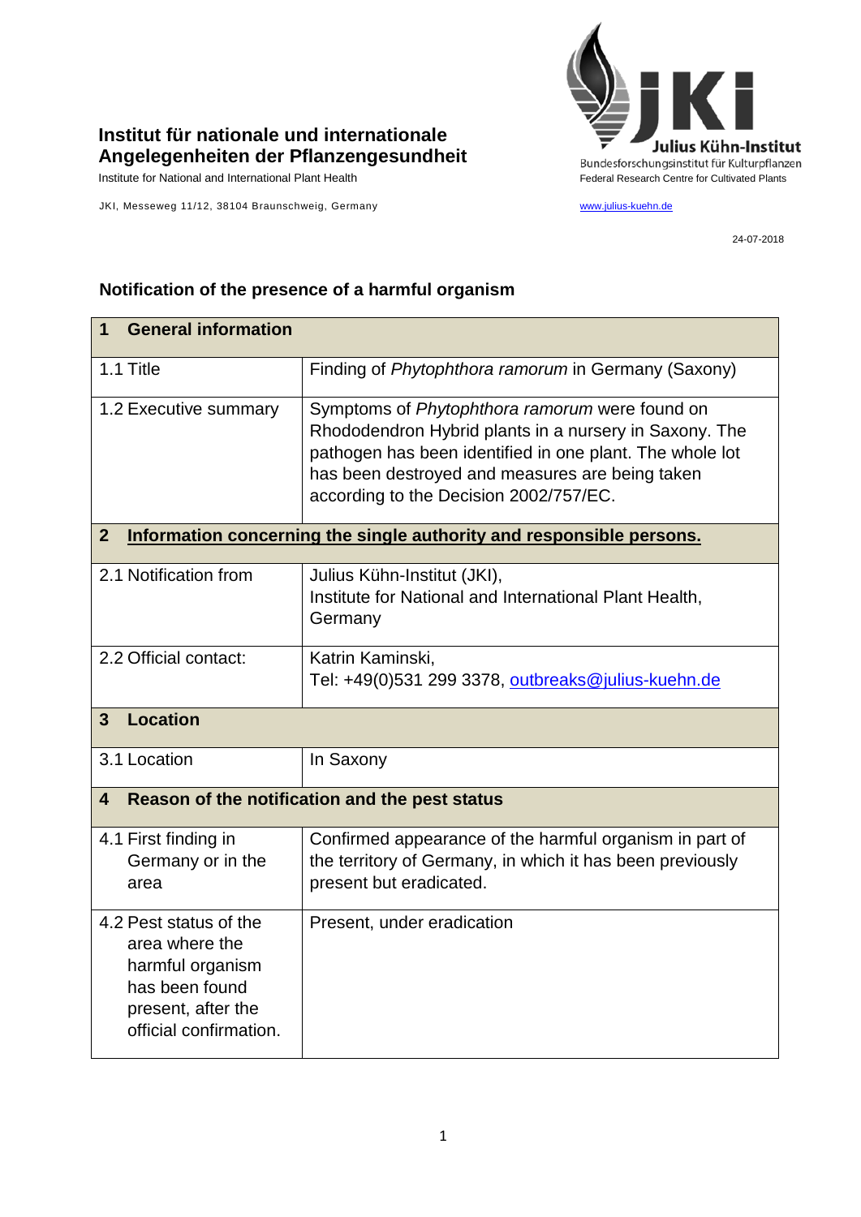**Institut für nationale und internationale Angelegenheiten der Pflanzengesundheit**

Institute for National and International Plant Health

JKI, Messeweg 11/12, 38104 Braunschweig, Germany

Julius Kühn-Institut
Bundesforschungsinstitut für Kulturpflanzen
Federal Research Centre for Cultivated Plants

www.julius-kuehn.de

24-07-2018

## Notification of the presence of a harmful organism

| **1 General information** | |
|---|---|
| 1.1 Title | Finding of *Phytophthora ramorum* in Germany (Saxony) |
| 1.2 Executive summary | Symptoms of *Phytophthora ramorum* were found on Rhododendron Hybrid plants in a nursery in Saxony. The pathogen has been identified in one plant. The whole lot has been destroyed and measures are being taken according to the Decision 2002/757/EC. |
| **2 Information concerning the single authority and responsible persons.** | |
| 2.1 Notification from | Julius Kühn-Institut (JKI), Institute for National and International Plant Health, Germany |
| 2.2 Official contact: | Katrin Kaminski, Tel: +49(0)531 299 3378, outbreaks@julius-kuehn.de |
| **3 Location** | |
| 3.1 Location | In Saxony |
| **4 Reason of the notification and the pest status** | |
| 4.1 First finding in Germany or in the area | Confirmed appearance of the harmful organism in part of the territory of Germany, in which it has been previously present but eradicated. |
| 4.2 Pest status of the area where the harmful organism has been found present, after the official confirmation. | Present, under eradication |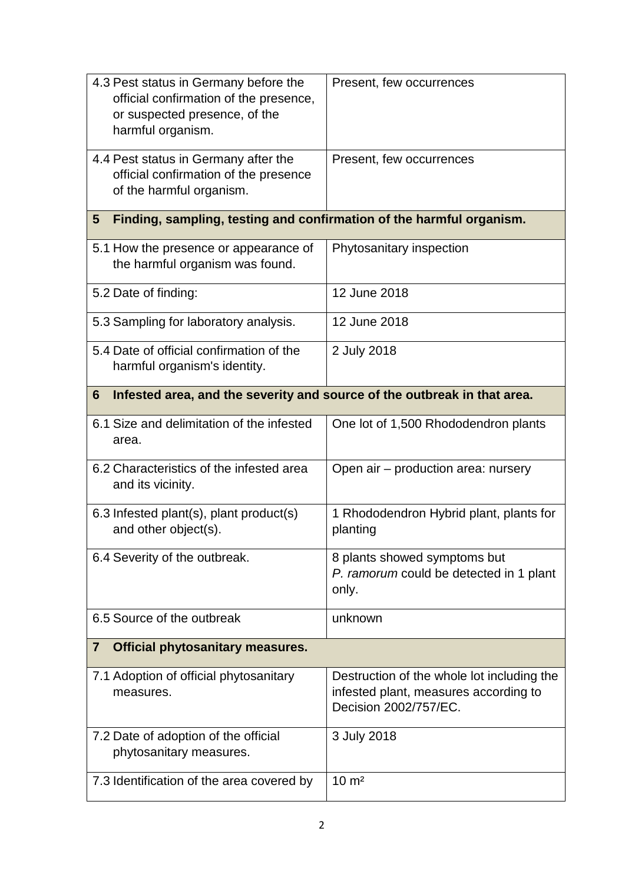| | |
|---|---|
| 4.3 Pest status in Germany before the official confirmation of the presence, or suspected presence, of the harmful organism. | Present, few occurrences |
| 4.4 Pest status in Germany after the official confirmation of the presence of the harmful organism. | Present, few occurrences |
| **5 Finding, sampling, testing and confirmation of the harmful organism.** | |
| 5.1 How the presence or appearance of the harmful organism was found. | Phytosanitary inspection |
| 5.2 Date of finding: | 12 June 2018 |
| 5.3 Sampling for laboratory analysis. | 12 June 2018 |
| 5.4 Date of official confirmation of the harmful organism's identity. | 2 July 2018 |
| **6 Infested area, and the severity and source of the outbreak in that area.** | |
| 6.1 Size and delimitation of the infested area. | One lot of 1,500 Rhododendron plants |
| 6.2 Characteristics of the infested area and its vicinity. | Open air – production area: nursery |
| 6.3 Infested plant(s), plant product(s) and other object(s). | 1 Rhododendron Hybrid plant, plants for planting |
| 6.4 Severity of the outbreak. | 8 plants showed symptoms but *P. ramorum* could be detected in 1 plant only. |
| 6.5 Source of the outbreak | unknown |
| **7 Official phytosanitary measures.** | |
| 7.1 Adoption of official phytosanitary measures. | Destruction of the whole lot including the infested plant, measures according to Decision 2002/757/EC. |
| 7.2 Date of adoption of the official phytosanitary measures. | 3 July 2018 |
| 7.3 Identification of the area covered by | 10 m² |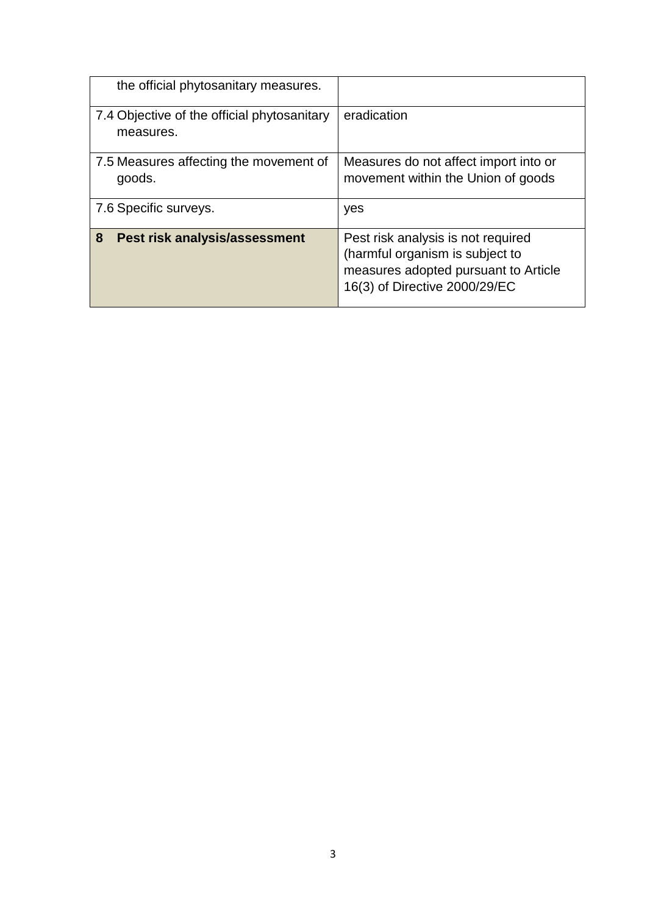| | |
|---|---|
| the official phytosanitary measures. | |
| 7.4 Objective of the official phytosanitary measures. | eradication |
| 7.5 Measures affecting the movement of goods. | Measures do not affect import into or movement within the Union of goods |
| 7.6 Specific surveys. | yes |
| **8 Pest risk analysis/assessment** | Pest risk analysis is not required (harmful organism is subject to measures adopted pursuant to Article 16(3) of Directive 2000/29/EC |